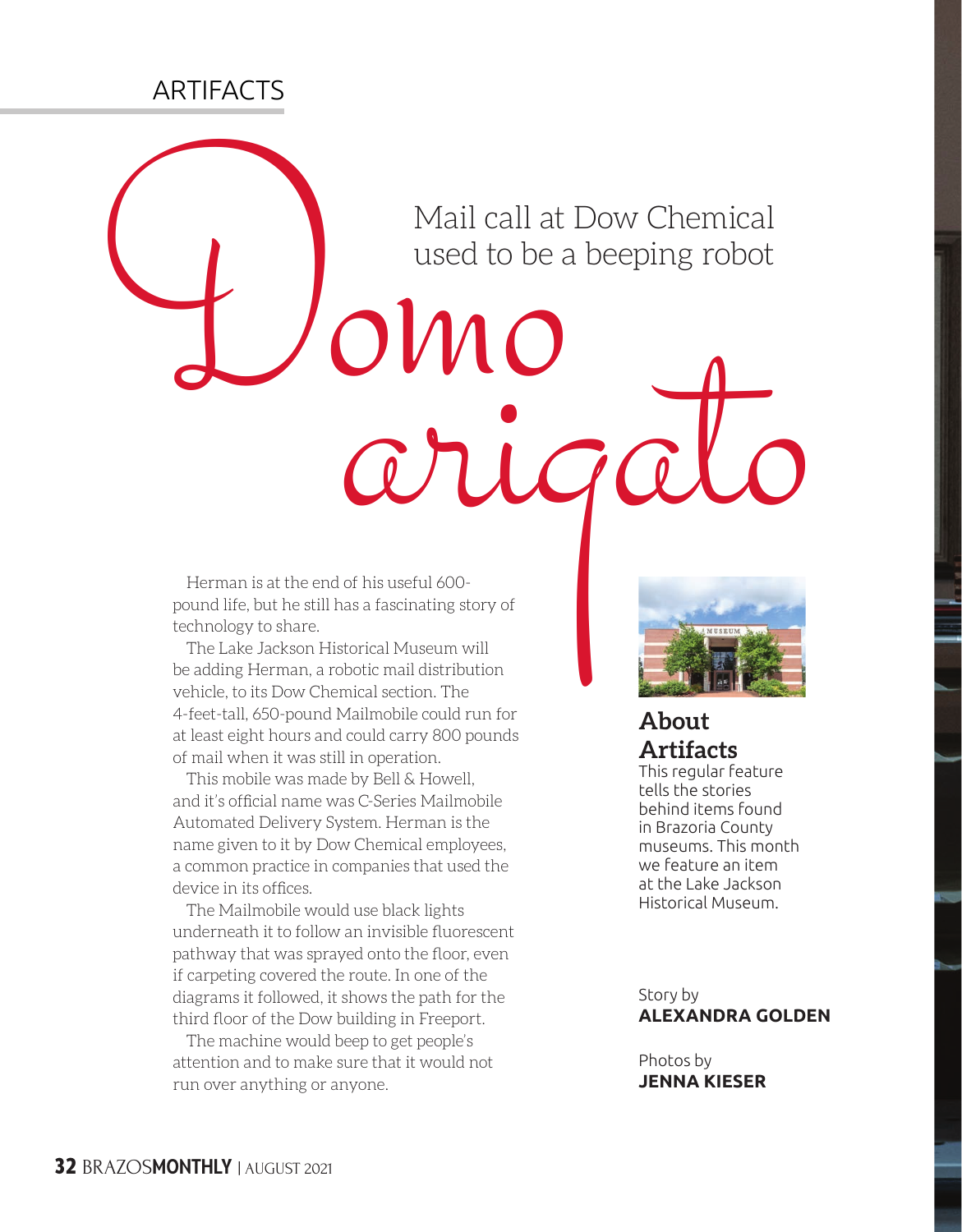ARTIFACTS

# Domo arigato

## Mail call at Dow Chemical used to be a beeping robot

Herman is at the end of his useful 600-pound life, but he still has a fascinating story of technology to share.

The Lake Jackson Historical Museum will be adding Herman, a robotic mail distribution vehicle, to its Dow Chemical section. The 4-feet-tall, 650-pound Mailmobile could run for at least eight hours and could carry 800 pounds of mail when it was still in operation.

This mobile was made by Bell & Howell, and it's official name was C-Series Mailmobile Automated Delivery System. Herman is the name given to it by Dow Chemical employees, a common practice in companies that used the device in its offices.

The Mailmobile would use black lights underneath it to follow an invisible fluorescent pathway that was sprayed onto the floor, even if carpeting covered the route. In one of the diagrams it followed, it shows the path for the third floor of the Dow building in Freeport.

The machine would beep to get people's attention and to make sure that it would not run over anything or anyone.

### About Artifacts

This regular feature tells the stories behind items found in Brazoria County museums. This month we feature an item at the Lake Jackson Historical Museum.

Story by
**ALEXANDRA GOLDEN**

Photos by
**JENNA KIESER**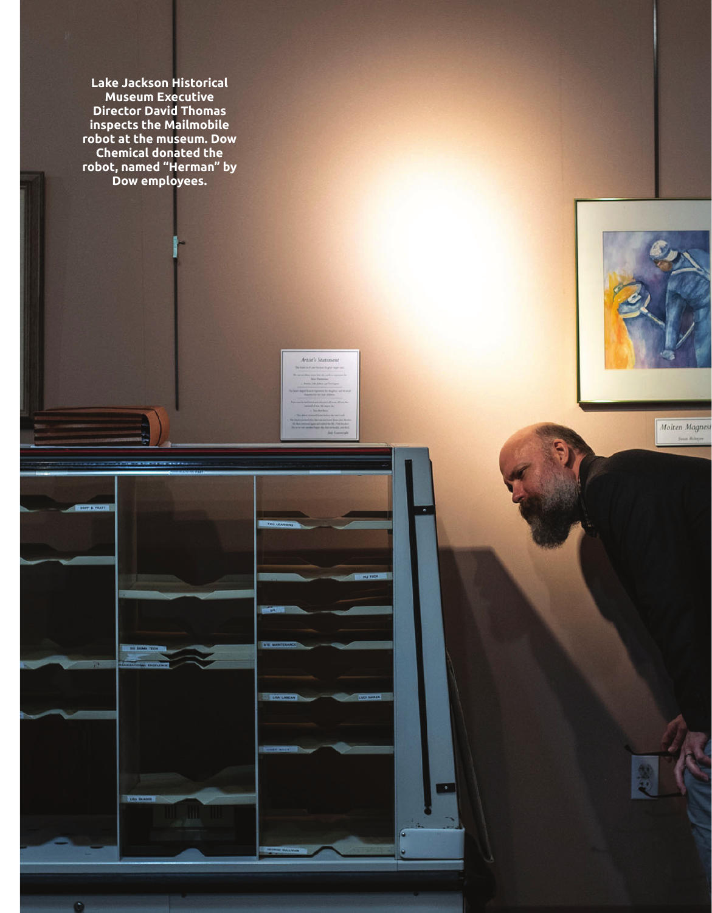Lake Jackson Historical Museum Executive Director David Thomas inspects the Mailmobile robot at the museum. Dow Chemical donated the robot, named "Herman" by Dow employees.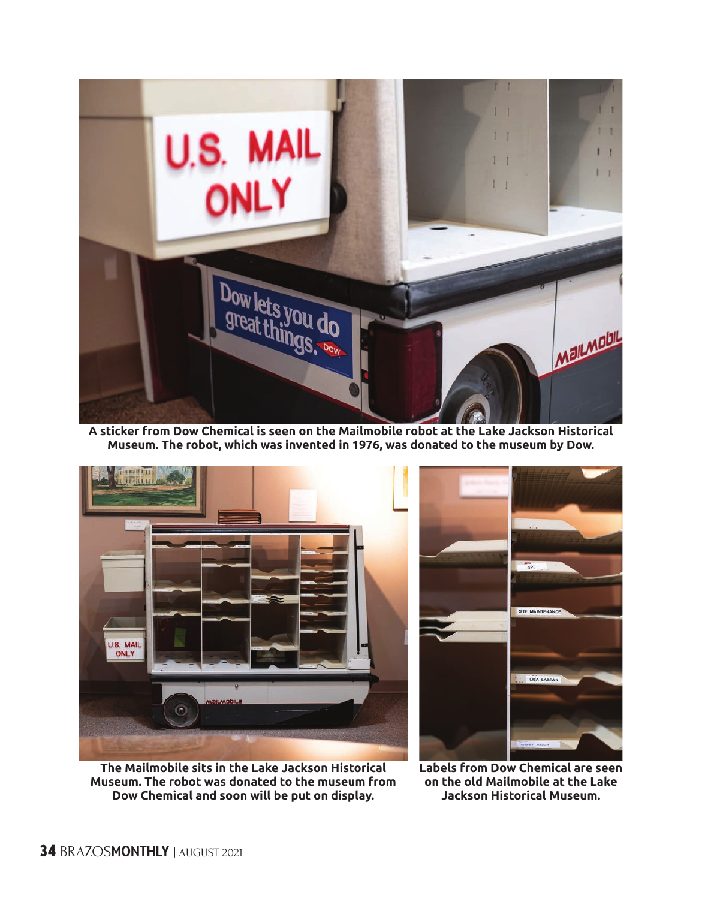A sticker from Dow Chemical is seen on the Mailmobile robot at the Lake Jackson Historical Museum. The robot, which was invented in 1976, was donated to the museum by Dow.

The Mailmobile sits in the Lake Jackson Historical Museum. The robot was donated to the museum from Dow Chemical and soon will be put on display.

Labels from Dow Chemical are seen on the old Mailmobile at the Lake Jackson Historical Museum.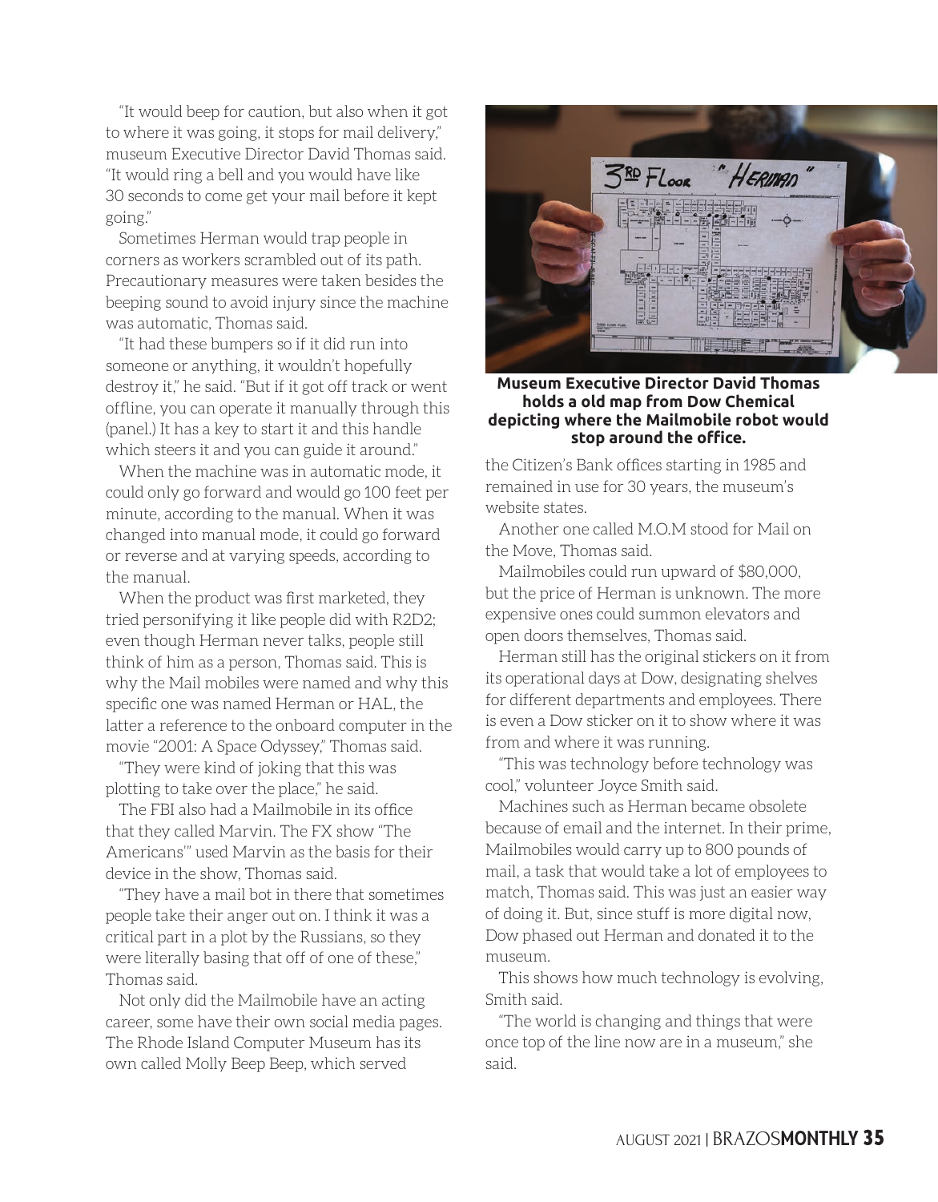"It would beep for caution, but also when it got to where it was going, it stops for mail delivery," museum Executive Director David Thomas said. "It would ring a bell and you would have like 30 seconds to come get your mail before it kept going."

Sometimes Herman would trap people in corners as workers scrambled out of its path. Precautionary measures were taken besides the beeping sound to avoid injury since the machine was automatic, Thomas said.

"It had these bumpers so if it did run into someone or anything, it wouldn't hopefully destroy it," he said. "But if it got off track or went offline, you can operate it manually through this (panel.) It has a key to start it and this handle which steers it and you can guide it around."

When the machine was in automatic mode, it could only go forward and would go 100 feet per minute, according to the manual. When it was changed into manual mode, it could go forward or reverse and at varying speeds, according to the manual.

When the product was first marketed, they tried personifying it like people did with R2D2; even though Herman never talks, people still think of him as a person, Thomas said. This is why the Mail mobiles were named and why this specific one was named Herman or HAL, the latter a reference to the onboard computer in the movie "2001: A Space Odyssey," Thomas said.

"They were kind of joking that this was plotting to take over the place," he said.

The FBI also had a Mailmobile in its office that they called Marvin. The FX show "The Americans'" used Marvin as the basis for their device in the show, Thomas said.

"They have a mail bot in there that sometimes people take their anger out on. I think it was a critical part in a plot by the Russians, so they were literally basing that off of one of these," Thomas said.

Not only did the Mailmobile have an acting career, some have their own social media pages. The Rhode Island Computer Museum has its own called Molly Beep Beep, which served the Citizen's Bank offices starting in 1985 and remained in use for 30 years, the museum's website states.

**Museum Executive Director David Thomas holds a old map from Dow Chemical depicting where the Mailmobile robot would stop around the office.**

Another one called M.O.M stood for Mail on the Move, Thomas said.

Mailmobiles could run upward of $80,000, but the price of Herman is unknown. The more expensive ones could summon elevators and open doors themselves, Thomas said.

Herman still has the original stickers on it from its operational days at Dow, designating shelves for different departments and employees. There is even a Dow sticker on it to show where it was from and where it was running.

"This was technology before technology was cool," volunteer Joyce Smith said.

Machines such as Herman became obsolete because of email and the internet. In their prime, Mailmobiles would carry up to 800 pounds of mail, a task that would take a lot of employees to match, Thomas said. This was just an easier way of doing it. But, since stuff is more digital now, Dow phased out Herman and donated it to the museum.

This shows how much technology is evolving, Smith said.

"The world is changing and things that were once top of the line now are in a museum," she said.